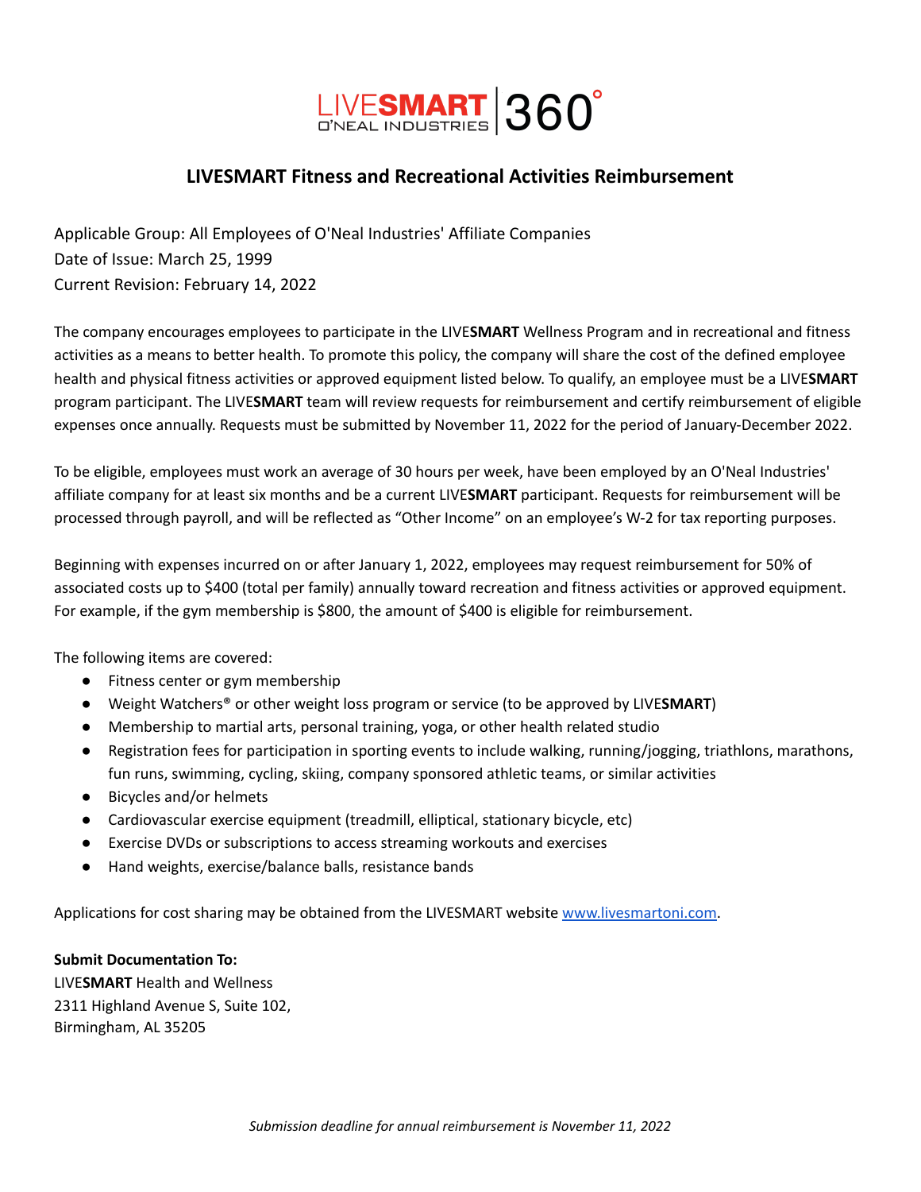LIVESMART O'NEAL INDUSTRIES | 360°

## LIVESMART Fitness and Recreational Activities Reimbursement

Applicable Group: All Employees of O'Neal Industries' Affiliate Companies
Date of Issue: March 25, 1999
Current Revision: February 14, 2022

The company encourages employees to participate in the LIVE**SMART** Wellness Program and in recreational and fitness activities as a means to better health. To promote this policy, the company will share the cost of the defined employee health and physical fitness activities or approved equipment listed below. To qualify, an employee must be a LIVE**SMART** program participant. The LIVE**SMART** team will review requests for reimbursement and certify reimbursement of eligible expenses once annually. Requests must be submitted by November 11, 2022 for the period of January-December 2022.

To be eligible, employees must work an average of 30 hours per week, have been employed by an O'Neal Industries' affiliate company for at least six months and be a current LIVE**SMART** participant. Requests for reimbursement will be processed through payroll, and will be reflected as "Other Income" on an employee's W-2 for tax reporting purposes.

Beginning with expenses incurred on or after January 1, 2022, employees may request reimbursement for 50% of associated costs up to $400 (total per family) annually toward recreation and fitness activities or approved equipment. For example, if the gym membership is $800, the amount of $400 is eligible for reimbursement.

The following items are covered:

- Fitness center or gym membership
- Weight Watchers® or other weight loss program or service (to be approved by LIVE**SMART**)
- Membership to martial arts, personal training, yoga, or other health related studio
- Registration fees for participation in sporting events to include walking, running/jogging, triathlons, marathons, fun runs, swimming, cycling, skiing, company sponsored athletic teams, or similar activities
- Bicycles and/or helmets
- Cardiovascular exercise equipment (treadmill, elliptical, stationary bicycle, etc)
- Exercise DVDs or subscriptions to access streaming workouts and exercises
- Hand weights, exercise/balance balls, resistance bands

Applications for cost sharing may be obtained from the LIVESMART website [www.livesmartoni.com](http://www.livesmartoni.com).

**Submit Documentation To:**
LIVE**SMART** Health and Wellness
2311 Highland Avenue S, Suite 102,
Birmingham, AL 35205

*Submission deadline for annual reimbursement is November 11, 2022*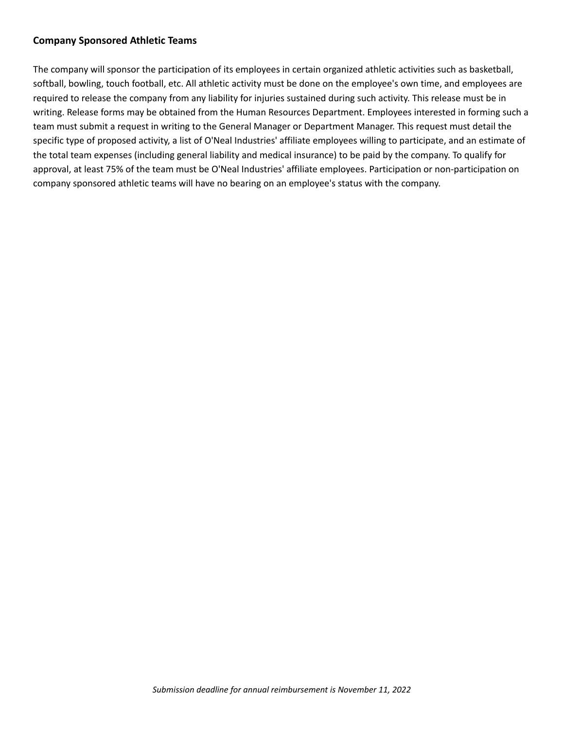**Company Sponsored Athletic Teams**

The company will sponsor the participation of its employees in certain organized athletic activities such as basketball, softball, bowling, touch football, etc. All athletic activity must be done on the employee's own time, and employees are required to release the company from any liability for injuries sustained during such activity. This release must be in writing. Release forms may be obtained from the Human Resources Department. Employees interested in forming such a team must submit a request in writing to the General Manager or Department Manager. This request must detail the specific type of proposed activity, a list of O'Neal Industries' affiliate employees willing to participate, and an estimate of the total team expenses (including general liability and medical insurance) to be paid by the company. To qualify for approval, at least 75% of the team must be O'Neal Industries' affiliate employees. Participation or non-participation on company sponsored athletic teams will have no bearing on an employee's status with the company.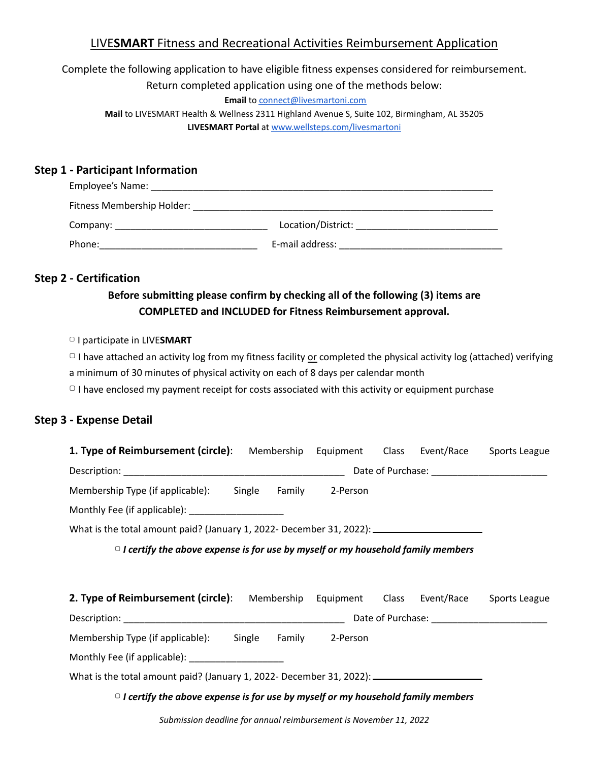# LIVE**SMART** Fitness and Recreational Activities Reimbursement Application

Complete the following application to have eligible fitness expenses considered for reimbursement.

Return completed application using one of the methods below:

**Email** to connect@livesmartoni.com

**Mail** to LIVESMART Health & Wellness 2311 Highland Avenue S, Suite 102, Birmingham, AL 35205

**LIVESMART Portal** at www.wellsteps.com/livesmartoni

## Step 1 - Participant Information

Employee's Name: ___________________________________________________________________

Fitness Membership Holder: ___________________________________________________________

Company: ______________________________ Location/District: ____________________________

Phone:______________________________ E-mail address: _______________________________

## Step 2 - Certification

**Before submitting please confirm by checking all of the following (3) items are COMPLETED and INCLUDED for Fitness Reimbursement approval.**

▢ I participate in LIVE**SMART**

▢ I have attached an activity log from my fitness facility or completed the physical activity log (attached) verifying a minimum of 30 minutes of physical activity on each of 8 days per calendar month

▢ I have enclosed my payment receipt for costs associated with this activity or equipment purchase

## Step 3 - Expense Detail

**1. Type of Reimbursement (circle)**: Membership Equipment Class Event/Race Sports League

Description: __________________________________________ Date of Purchase: ______________________

Membership Type (if applicable): Single Family 2-Person

Monthly Fee (if applicable): __________________

What is the total amount paid? (January 1, 2022- December 31, 2022): ____________________

▢ ***I certify the above expense is for use by myself or my household family members***

**2. Type of Reimbursement (circle)**: Membership Equipment Class Event/Race Sports League

Description: __________________________________________ Date of Purchase: ______________________

Membership Type (if applicable): Single Family 2-Person

Monthly Fee (if applicable): __________________

What is the total amount paid? (January 1, 2022- December 31, 2022): ____________________

▢ ***I certify the above expense is for use by myself or my household family members***

*Submission deadline for annual reimbursement is November 11, 2022*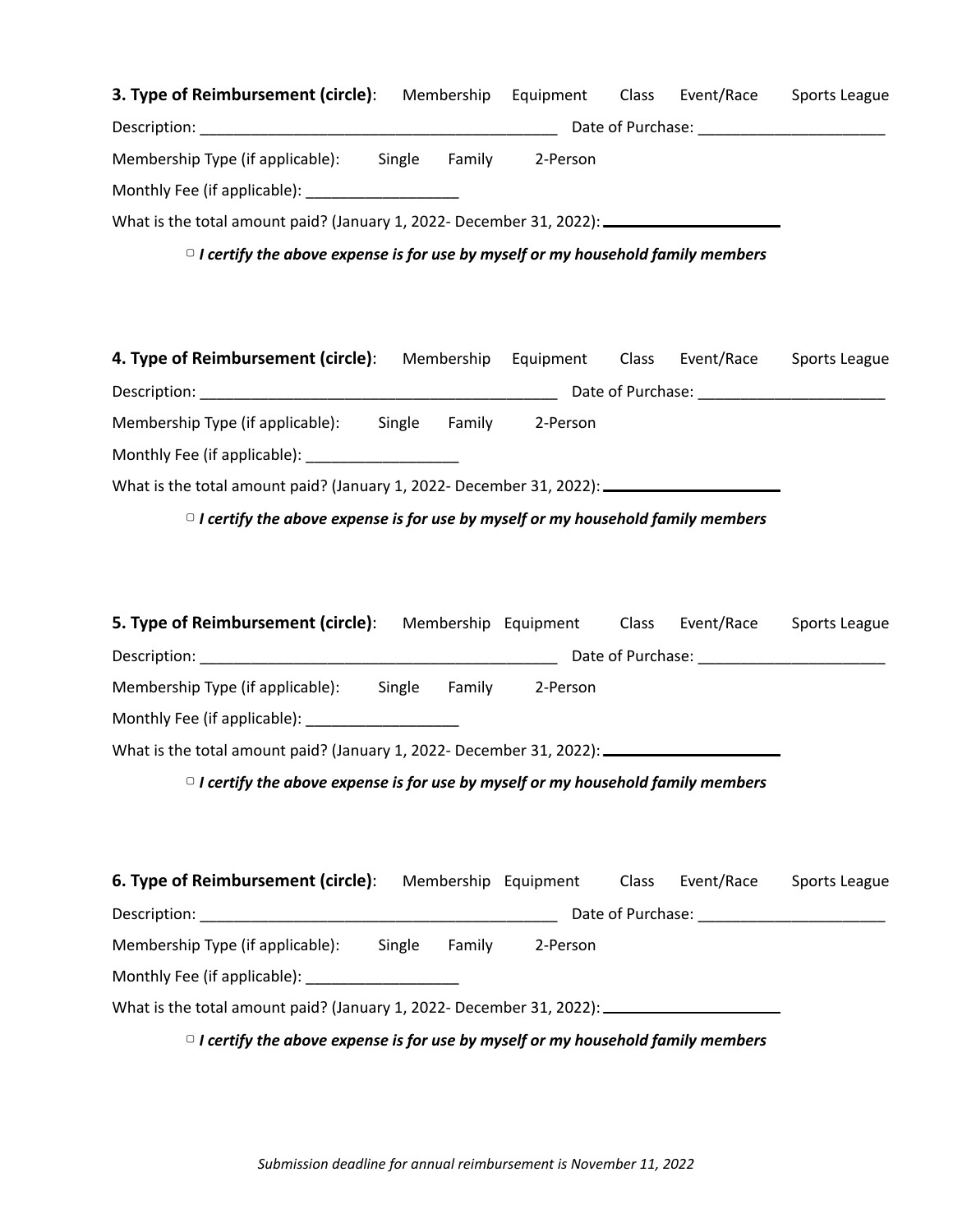**3. Type of Reimbursement (circle)**: Membership Equipment Class Event/Race Sports League

Description: ________________________________________ Date of Purchase: _____________________

Membership Type (if applicable): Single Family 2-Person

Monthly Fee (if applicable): _________________

What is the total amount paid? (January 1, 2022- December 31, 2022): ___________________

▢ ***I certify the above expense is for use by myself or my household family members***

**4. Type of Reimbursement (circle)**: Membership Equipment Class Event/Race Sports League

Description: ________________________________________ Date of Purchase: _____________________

Membership Type (if applicable): Single Family 2-Person

Monthly Fee (if applicable): _________________

What is the total amount paid? (January 1, 2022- December 31, 2022): ___________________

▢ ***I certify the above expense is for use by myself or my household family members***

**5. Type of Reimbursement (circle)**: Membership Equipment Class Event/Race Sports League

Description: ________________________________________ Date of Purchase: _____________________

Membership Type (if applicable): Single Family 2-Person

Monthly Fee (if applicable): _________________

What is the total amount paid? (January 1, 2022- December 31, 2022): ___________________

▢ ***I certify the above expense is for use by myself or my household family members***

**6. Type of Reimbursement (circle)**: Membership Equipment Class Event/Race Sports League

Description: ________________________________________ Date of Purchase: _____________________

Membership Type (if applicable): Single Family 2-Person

Monthly Fee (if applicable): _________________

What is the total amount paid? (January 1, 2022- December 31, 2022): ___________________

▢ ***I certify the above expense is for use by myself or my household family members***

*Submission deadline for annual reimbursement is November 11, 2022*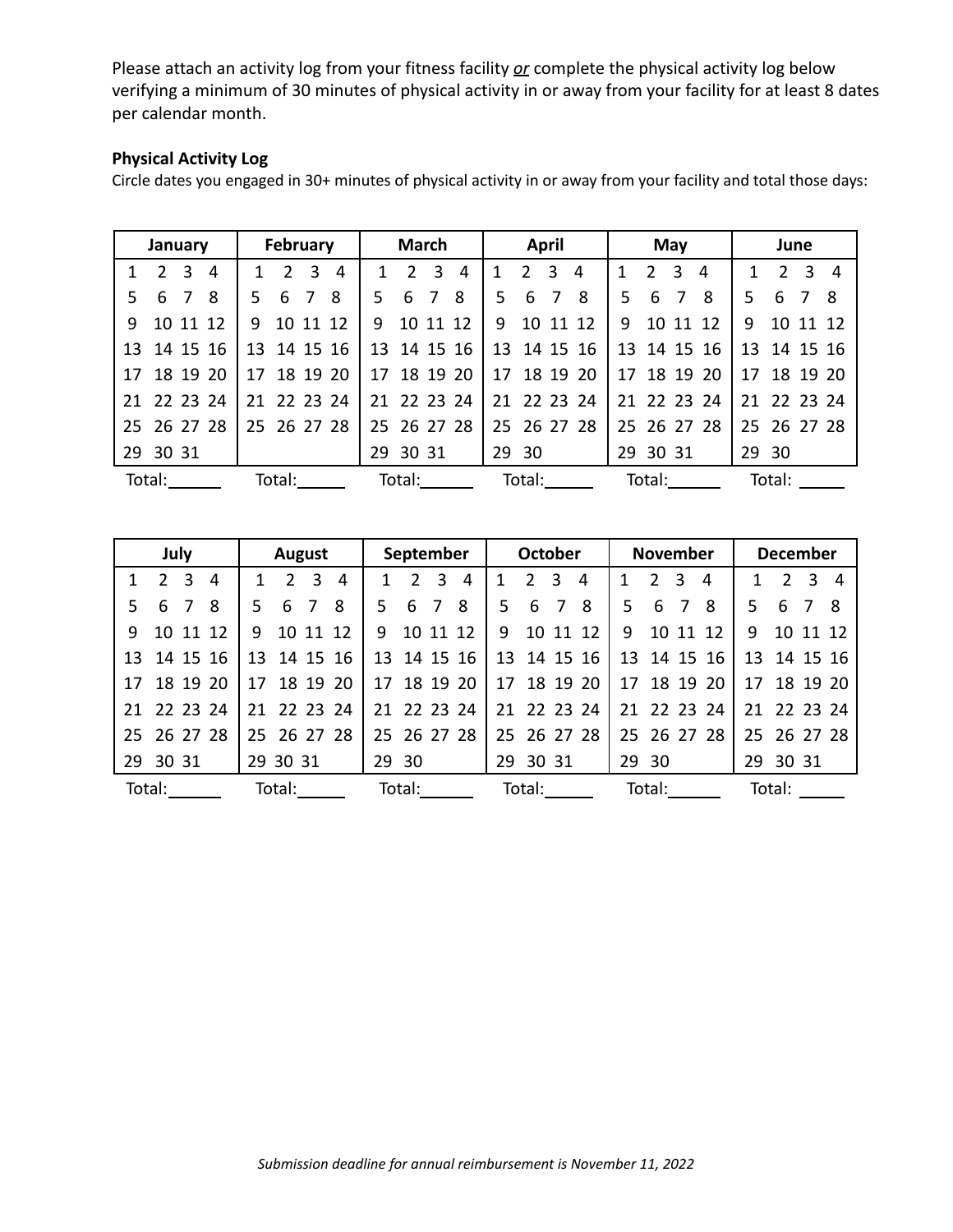Please attach an activity log from your fitness facility *or* complete the physical activity log below verifying a minimum of 30 minutes of physical activity in or away from your facility for at least 8 dates per calendar month.

**Physical Activity Log**

Circle dates you engaged in 30+ minutes of physical activity in or away from your facility and total those days:

| January | February | March | April | May | June |
|---|---|---|---|---|---|
| 1 2 3 4 | 1 2 3 4 | 1 2 3 4 | 1 2 3 4 | 1 2 3 4 | 1 2 3 4 |
| 5 6 7 8 | 5 6 7 8 | 5 6 7 8 | 5 6 7 8 | 5 6 7 8 | 5 6 7 8 |
| 9 10 11 12 | 9 10 11 12 | 9 10 11 12 | 9 10 11 12 | 9 10 11 12 | 9 10 11 12 |
| 13 14 15 16 | 13 14 15 16 | 13 14 15 16 | 13 14 15 16 | 13 14 15 16 | 13 14 15 16 |
| 17 18 19 20 | 17 18 19 20 | 17 18 19 20 | 17 18 19 20 | 17 18 19 20 | 17 18 19 20 |
| 21 22 23 24 | 21 22 23 24 | 21 22 23 24 | 21 22 23 24 | 21 22 23 24 | 21 22 23 24 |
| 25 26 27 28 | 25 26 27 28 | 25 26 27 28 | 25 26 27 28 | 25 26 27 28 | 25 26 27 28 |
| 29 30 31 | | 29 30 31 | 29 30 | 29 30 31 | 29 30 |
| Total:______ | Total:______ | Total:______ | Total:______ | Total:______ | Total: ______ |

| July | August | September | October | November | December |
|---|---|---|---|---|---|
| 1 2 3 4 | 1 2 3 4 | 1 2 3 4 | 1 2 3 4 | 1 2 3 4 | 1 2 3 4 |
| 5 6 7 8 | 5 6 7 8 | 5 6 7 8 | 5 6 7 8 | 5 6 7 8 | 5 6 7 8 |
| 9 10 11 12 | 9 10 11 12 | 9 10 11 12 | 9 10 11 12 | 9 10 11 12 | 9 10 11 12 |
| 13 14 15 16 | 13 14 15 16 | 13 14 15 16 | 13 14 15 16 | 13 14 15 16 | 13 14 15 16 |
| 17 18 19 20 | 17 18 19 20 | 17 18 19 20 | 17 18 19 20 | 17 18 19 20 | 17 18 19 20 |
| 21 22 23 24 | 21 22 23 24 | 21 22 23 24 | 21 22 23 24 | 21 22 23 24 | 21 22 23 24 |
| 25 26 27 28 | 25 26 27 28 | 25 26 27 28 | 25 26 27 28 | 25 26 27 28 | 25 26 27 28 |
| 29 30 31 | 29 30 31 | 29 30 | 29 30 31 | 29 30 | 29 30 31 |
| Total:______ | Total:______ | Total:______ | Total:______ | Total:______ | Total: ______ |

*Submission deadline for annual reimbursement is November 11, 2022*